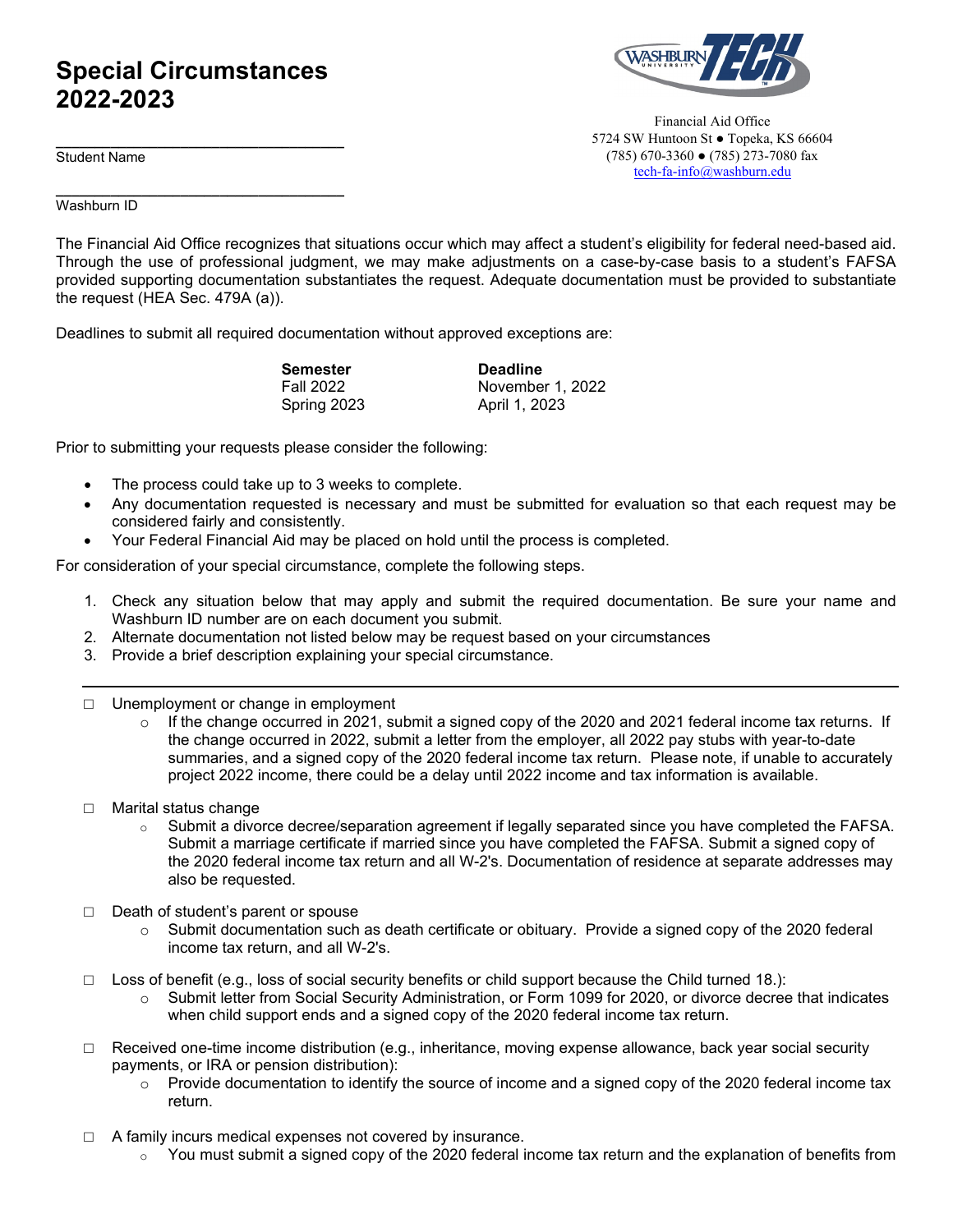# Special Circumstances 2022-2023

Financial Aid Office
5724 SW Huntoon St ● Topeka, KS 66604
(785) 670-3360 ● (785) 273-7080 fax
tech-fa-info@washburn.edu

______________________________
Student Name

______________________________
Washburn ID

The Financial Aid Office recognizes that situations occur which may affect a student's eligibility for federal need-based aid. Through the use of professional judgment, we may make adjustments on a case-by-case basis to a student's FAFSA provided supporting documentation substantiates the request. Adequate documentation must be provided to substantiate the request (HEA Sec. 479A (a)).

Deadlines to submit all required documentation without approved exceptions are:

| Semester | Deadline |
|---|---|
| Fall 2022 | November 1, 2022 |
| Spring 2023 | April 1, 2023 |

Prior to submitting your requests please consider the following:

- The process could take up to 3 weeks to complete.
- Any documentation requested is necessary and must be submitted for evaluation so that each request may be considered fairly and consistently.
- Your Federal Financial Aid may be placed on hold until the process is completed.

For consideration of your special circumstance, complete the following steps.

1. Check any situation below that may apply and submit the required documentation. Be sure your name and Washburn ID number are on each document you submit.
2. Alternate documentation not listed below may be request based on your circumstances
3. Provide a brief description explaining your special circumstance.

---

☐ Unemployment or change in employment
   - If the change occurred in 2021, submit a signed copy of the 2020 and 2021 federal income tax returns. If the change occurred in 2022, submit a letter from the employer, all 2022 pay stubs with year-to-date summaries, and a signed copy of the 2020 federal income tax return. Please note, if unable to accurately project 2022 income, there could be a delay until 2022 income and tax information is available.

☐ Marital status change
   - Submit a divorce decree/separation agreement if legally separated since you have completed the FAFSA. Submit a marriage certificate if married since you have completed the FAFSA. Submit a signed copy of the 2020 federal income tax return and all W-2's. Documentation of residence at separate addresses may also be requested.

☐ Death of student's parent or spouse
   - Submit documentation such as death certificate or obituary. Provide a signed copy of the 2020 federal income tax return, and all W-2's.

☐ Loss of benefit (e.g., loss of social security benefits or child support because the Child turned 18.):
   - Submit letter from Social Security Administration, or Form 1099 for 2020, or divorce decree that indicates when child support ends and a signed copy of the 2020 federal income tax return.

☐ Received one-time income distribution (e.g., inheritance, moving expense allowance, back year social security payments, or IRA or pension distribution):
   - Provide documentation to identify the source of income and a signed copy of the 2020 federal income tax return.

☐ A family incurs medical expenses not covered by insurance.
   - You must submit a signed copy of the 2020 federal income tax return and the explanation of benefits from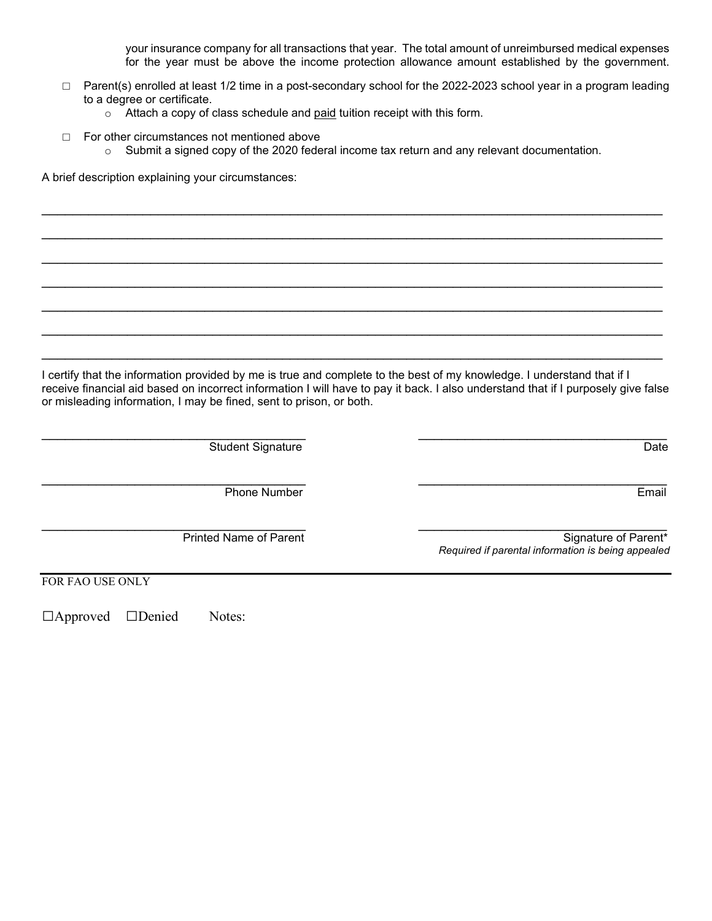your insurance company for all transactions that year. The total amount of unreimbursed medical expenses for the year must be above the income protection allowance amount established by the government.

- ☐ Parent(s) enrolled at least 1/2 time in a post-secondary school for the 2022-2023 school year in a program leading to a degree or certificate.
  - Attach a copy of class schedule and <u>paid</u> tuition receipt with this form.
- ☐ For other circumstances not mentioned above
  - Submit a signed copy of the 2020 federal income tax return and any relevant documentation.

A brief description explaining your circumstances:

\_\_\_\_\_\_\_\_\_\_\_\_\_\_\_\_\_\_\_\_\_\_\_\_\_\_\_\_\_\_\_\_\_\_\_\_\_\_\_\_\_\_\_\_\_\_\_\_\_\_\_\_\_\_\_\_\_\_\_\_\_\_\_\_\_\_\_\_\_\_\_\_\_\_\_\_\_\_

\_\_\_\_\_\_\_\_\_\_\_\_\_\_\_\_\_\_\_\_\_\_\_\_\_\_\_\_\_\_\_\_\_\_\_\_\_\_\_\_\_\_\_\_\_\_\_\_\_\_\_\_\_\_\_\_\_\_\_\_\_\_\_\_\_\_\_\_\_\_\_\_\_\_\_\_\_\_

\_\_\_\_\_\_\_\_\_\_\_\_\_\_\_\_\_\_\_\_\_\_\_\_\_\_\_\_\_\_\_\_\_\_\_\_\_\_\_\_\_\_\_\_\_\_\_\_\_\_\_\_\_\_\_\_\_\_\_\_\_\_\_\_\_\_\_\_\_\_\_\_\_\_\_\_\_\_

\_\_\_\_\_\_\_\_\_\_\_\_\_\_\_\_\_\_\_\_\_\_\_\_\_\_\_\_\_\_\_\_\_\_\_\_\_\_\_\_\_\_\_\_\_\_\_\_\_\_\_\_\_\_\_\_\_\_\_\_\_\_\_\_\_\_\_\_\_\_\_\_\_\_\_\_\_\_

\_\_\_\_\_\_\_\_\_\_\_\_\_\_\_\_\_\_\_\_\_\_\_\_\_\_\_\_\_\_\_\_\_\_\_\_\_\_\_\_\_\_\_\_\_\_\_\_\_\_\_\_\_\_\_\_\_\_\_\_\_\_\_\_\_\_\_\_\_\_\_\_\_\_\_\_\_\_

\_\_\_\_\_\_\_\_\_\_\_\_\_\_\_\_\_\_\_\_\_\_\_\_\_\_\_\_\_\_\_\_\_\_\_\_\_\_\_\_\_\_\_\_\_\_\_\_\_\_\_\_\_\_\_\_\_\_\_\_\_\_\_\_\_\_\_\_\_\_\_\_\_\_\_\_\_\_

\_\_\_\_\_\_\_\_\_\_\_\_\_\_\_\_\_\_\_\_\_\_\_\_\_\_\_\_\_\_\_\_\_\_\_\_\_\_\_\_\_\_\_\_\_\_\_\_\_\_\_\_\_\_\_\_\_\_\_\_\_\_\_\_\_\_\_\_\_\_\_\_\_\_\_\_\_\_

I certify that the information provided by me is true and complete to the best of my knowledge. I understand that if I receive financial aid based on incorrect information I will have to pay it back. I also understand that if I purposely give false or misleading information, I may be fined, sent to prison, or both.

\_\_\_\_\_\_\_\_\_\_\_\_\_\_\_\_\_\_\_\_\_\_\_\_\_\_\_\_\_\_\_\_\_\_\_\_ Student Signature

\_\_\_\_\_\_\_\_\_\_\_\_\_\_\_\_\_\_\_\_\_\_\_\_\_\_\_\_\_\_\_\_\_\_\_\_ Date

\_\_\_\_\_\_\_\_\_\_\_\_\_\_\_\_\_\_\_\_\_\_\_\_\_\_\_\_\_\_\_\_\_\_\_\_ Phone Number

\_\_\_\_\_\_\_\_\_\_\_\_\_\_\_\_\_\_\_\_\_\_\_\_\_\_\_\_\_\_\_\_\_\_\_\_ Email

\_\_\_\_\_\_\_\_\_\_\_\_\_\_\_\_\_\_\_\_\_\_\_\_\_\_\_\_\_\_\_\_\_\_\_\_ Printed Name of Parent

\_\_\_\_\_\_\_\_\_\_\_\_\_\_\_\_\_\_\_\_\_\_\_\_\_\_\_\_\_\_\_\_\_\_\_\_ Signature of Parent*
*Required if parental information is being appealed*

---

FOR FAO USE ONLY

☐Approved ☐Denied Notes: